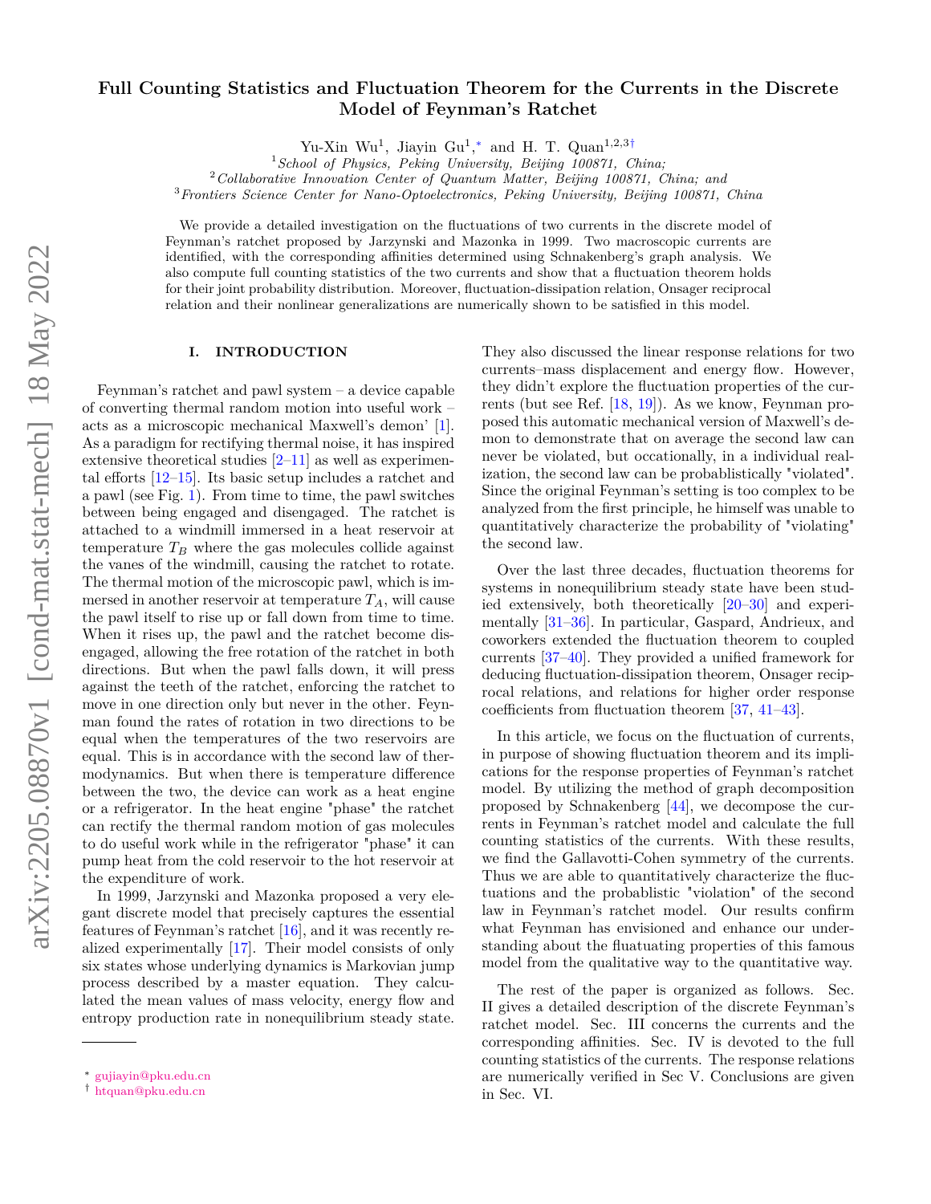# Full Counting Statistics and Fluctuation Theorem for the Currents in the Discrete Model of Feynman's Ratchet

Yu-Xin Wu[1], Jiayin Gu[1,*] and H. T. Quan[1,2,3†]

[1]*School of Physics, Peking University, Beijing 100871, China;*
[2]*Collaborative Innovation Center of Quantum Matter, Beijing 100871, China; and*
[3]*Frontiers Science Center for Nano-Optoelectronics, Peking University, Beijing 100871, China*

We provide a detailed investigation on the fluctuations of two currents in the discrete model of Feynman's ratchet proposed by Jarzynski and Mazonka in 1999. Two macroscopic currents are identified, with the corresponding affinities determined using Schnakenberg's graph analysis. We also compute full counting statistics of the two currents and show that a fluctuation theorem holds for their joint probability distribution. Moreover, fluctuation-dissipation relation, Onsager reciprocal relation and their nonlinear generalizations are numerically shown to be satisfied in this model.

## I. INTRODUCTION

Feynman's ratchet and pawl system – a device capable of converting thermal random motion into useful work – acts as a microscopic mechanical Maxwell's demon' [1]. As a paradigm for rectifying thermal noise, it has inspired extensive theoretical studies [2–11] as well as experimental efforts [12–15]. Its basic setup includes a ratchet and a pawl (see Fig. 1). From time to time, the pawl switches between being engaged and disengaged. The ratchet is attached to a windmill immersed in a heat reservoir at temperature $T_B$ where the gas molecules collide against the vanes of the windmill, causing the ratchet to rotate. The thermal motion of the microscopic pawl, which is immersed in another reservoir at temperature $T_A$, will cause the pawl itself to rise up or fall down from time to time. When it rises up, the pawl and the ratchet become disengaged, allowing the free rotation of the ratchet in both directions. But when the pawl falls down, it will press against the teeth of the ratchet, enforcing the ratchet to move in one direction only but never in the other. Feynman found the rates of rotation in two directions to be equal when the temperatures of the two reservoirs are equal. This is in accordance with the second law of thermodynamics. But when there is temperature difference between the two, the device can work as a heat engine or a refrigerator. In the heat engine "phase" the ratchet can rectify the thermal random motion of gas molecules to do useful work while in the refrigerator "phase" it can pump heat from the cold reservoir to the hot reservoir at the expenditure of work.

In 1999, Jarzynski and Mazonka proposed a very elegant discrete model that precisely captures the essential features of Feynman's ratchet [16], and it was recently realized experimentally [17]. Their model consists of only six states whose underlying dynamics is Markovian jump process described by a master equation. They calculated the mean values of mass velocity, energy flow and entropy production rate in nonequilibrium steady state. They also discussed the linear response relations for two currents–mass displacement and energy flow. However, they didn't explore the fluctuation properties of the currents (but see Ref. [18, 19]). As we know, Feynman proposed this automatic mechanical version of Maxwell's demon to demonstrate that on average the second law can never be violated, but occasionally, in a individual realization, the second law can be probablistically "violated". Since the original Feynman's setting is too complex to be analyzed from the first principle, he himself was unable to quantitatively characterize the probability of "violating" the second law.

Over the last three decades, fluctuation theorems for systems in nonequilibrium steady state have been studied extensively, both theoretically [20–30] and experimentally [31–36]. In particular, Gaspard, Andrieux, and coworkers extended the fluctuation theorem to coupled currents [37–40]. They provided a unified framework for deducing fluctuation-dissipation theorem, Onsager reciprocal relations, and relations for higher order response coefficients from fluctuation theorem [37, 41–43].

In this article, we focus on the fluctuation of currents, in purpose of showing fluctuation theorem and its implications for the response properties of Feynman's ratchet model. By utilizing the method of graph decomposition proposed by Schnakenberg [44], we decompose the currents in Feynman's ratchet model and calculate the full counting statistics of the currents. With these results, we find the Gallavotti-Cohen symmetry of the currents. Thus we are able to quantitatively characterize the fluctuations and the probablistic "violation" of the second law in Feynman's ratchet model. Our results confirm what Feynman has envisioned and enhance our understanding about the fluatuating properties of this famous model from the qualitative way to the quantitative way.

The rest of the paper is organized as follows. Sec. II gives a detailed description of the discrete Feynman's ratchet model. Sec. III concerns the currents and the corresponding affinities. Sec. IV is devoted to the full counting statistics of the currents. The response relations are numerically verified in Sec V. Conclusions are given in Sec. VI.

* gujiayin@pku.edu.cn
† htquan@pku.edu.cn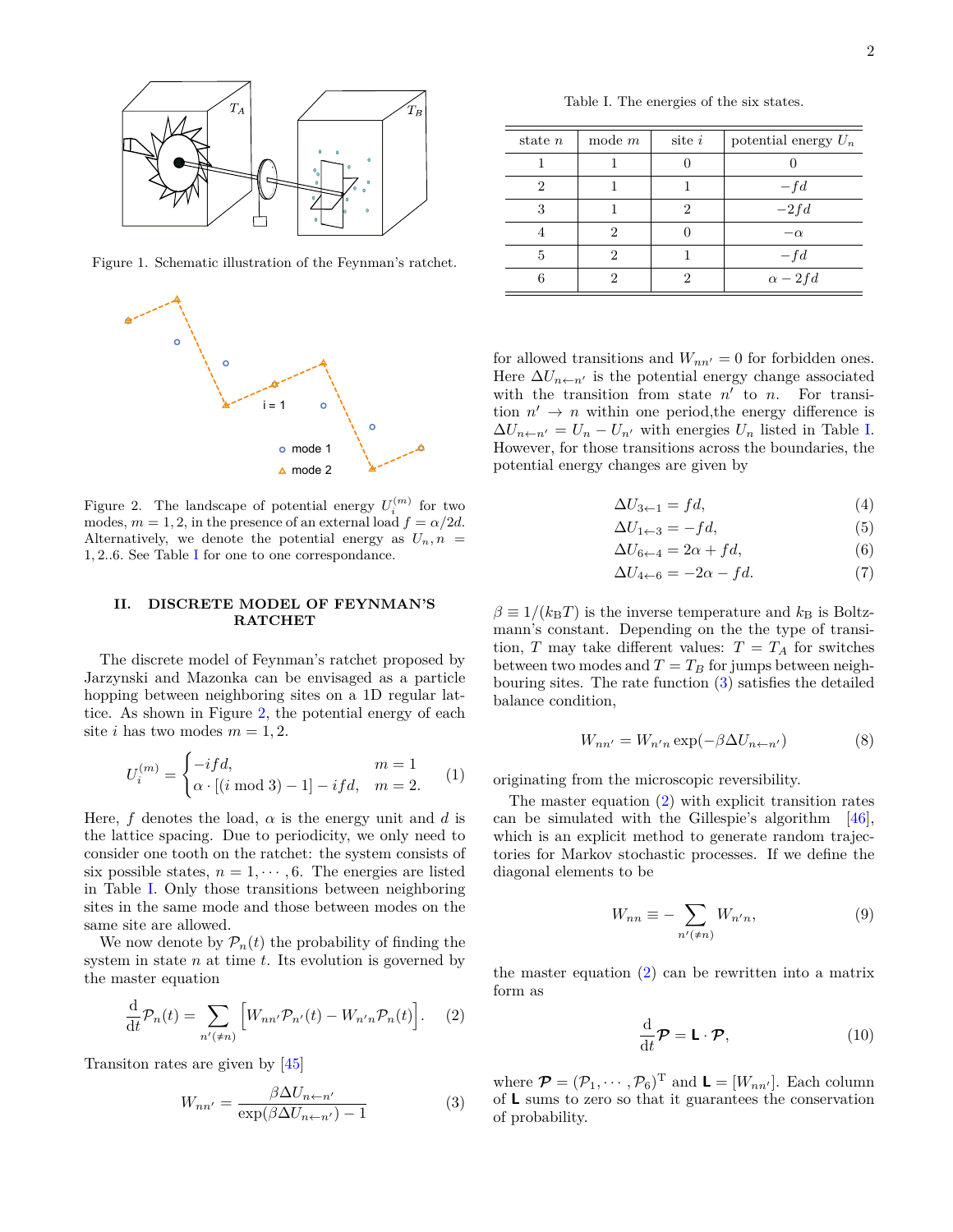Figure 1. Schematic illustration of the Feynman's ratchet.

Figure 2. The landscape of potential energy $U_i^{(m)}$ for two modes, $m = 1, 2$, in the presence of an external load $f = \alpha/2d$. Alternatively, we denote the potential energy as $U_n, n = 1, 2..6$. See Table I for one to one correspondance.

## II. DISCRETE MODEL OF FEYNMAN'S RATCHET

The discrete model of Feynman's ratchet proposed by Jarzynski and Mazonka can be envisaged as a particle hopping between neighboring sites on a 1D regular lattice. As shown in Figure 2, the potential energy of each site $i$ has two modes $m = 1, 2$.

$$U_i^{(m)} = \begin{cases} -ifd, & m = 1 \\ \alpha \cdot [(i \bmod 3) - 1] - ifd, & m = 2. \end{cases} \tag{1}$$

Here, $f$ denotes the load, $\alpha$ is the energy unit and $d$ is the lattice spacing. Due to periodicity, we only need to consider one tooth on the ratchet: the system consists of six possible states, $n = 1, \cdots, 6$. The energies are listed in Table I. Only those transitions between neighboring sites in the same mode and those between modes on the same site are allowed.

We now denote by $\mathcal{P}_n(t)$ the probability of finding the system in state $n$ at time $t$. Its evolution is governed by the master equation

$$\frac{\mathrm{d}}{\mathrm{d}t}\mathcal{P}_n(t) = \sum_{n'(\neq n)} \Big[ W_{nn'}\mathcal{P}_{n'}(t) - W_{n'n}\mathcal{P}_n(t) \Big]. \tag{2}$$

Transiton rates are given by [45]

$$W_{nn'} = \frac{\beta \Delta U_{n\leftarrow n'}}{\exp(\beta \Delta U_{n\leftarrow n'}) - 1} \tag{3}$$

Table I. The energies of the six states.

| state $n$ | mode $m$ | site $i$ | potential energy $U_n$ |
|---|---|---|---|
| 1 | 1 | 0 | 0 |
| 2 | 1 | 1 | $-fd$ |
| 3 | 1 | 2 | $-2fd$ |
| 4 | 2 | 0 | $-\alpha$ |
| 5 | 2 | 1 | $-fd$ |
| 6 | 2 | 2 | $\alpha - 2fd$ |

for allowed transitions and $W_{nn'} = 0$ for forbidden ones. Here $\Delta U_{n\leftarrow n'}$ is the potential energy change associated with the transition from state $n'$ to $n$. For transition $n' \to n$ within one period,the energy difference is $\Delta U_{n\leftarrow n'} = U_n - U_{n'}$ with energies $U_n$ listed in Table I. However, for those transitions across the boundaries, the potential energy changes are given by

$$\Delta U_{3\leftarrow 1} = fd, \tag{4}$$
$$\Delta U_{1\leftarrow 3} = -fd, \tag{5}$$
$$\Delta U_{6\leftarrow 4} = 2\alpha + fd, \tag{6}$$
$$\Delta U_{4\leftarrow 6} = -2\alpha - fd. \tag{7}$$

$\beta \equiv 1/(k_\mathrm{B}T)$ is the inverse temperature and $k_\mathrm{B}$ is Boltzmann's constant. Depending on the the type of transition, $T$ may take different values: $T = T_A$ for switches between two modes and $T = T_B$ for jumps between neighbouring sites. The rate function (3) satisfies the detailed balance condition,

$$W_{nn'} = W_{n'n} \exp(-\beta \Delta U_{n\leftarrow n'}) \tag{8}$$

originating from the microscopic reversibility.

The master equation (2) with explicit transition rates can be simulated with the Gillespie's algorithm [46], which is an explicit method to generate random trajectories for Markov stochastic processes. If we define the diagonal elements to be

$$W_{nn} \equiv -\sum_{n'(\neq n)} W_{n'n}, \tag{9}$$

the master equation (2) can be rewritten into a matrix form as

$$\frac{\mathrm{d}}{\mathrm{d}t}\boldsymbol{\mathcal{P}} = \mathbf{L} \cdot \boldsymbol{\mathcal{P}}, \tag{10}$$

where $\boldsymbol{\mathcal{P}} = (\mathcal{P}_1, \cdots, \mathcal{P}_6)^\mathrm{T}$ and $\mathbf{L} = [W_{nn'}]$. Each column of $\mathbf{L}$ sums to zero so that it guarantees the conservation of probability.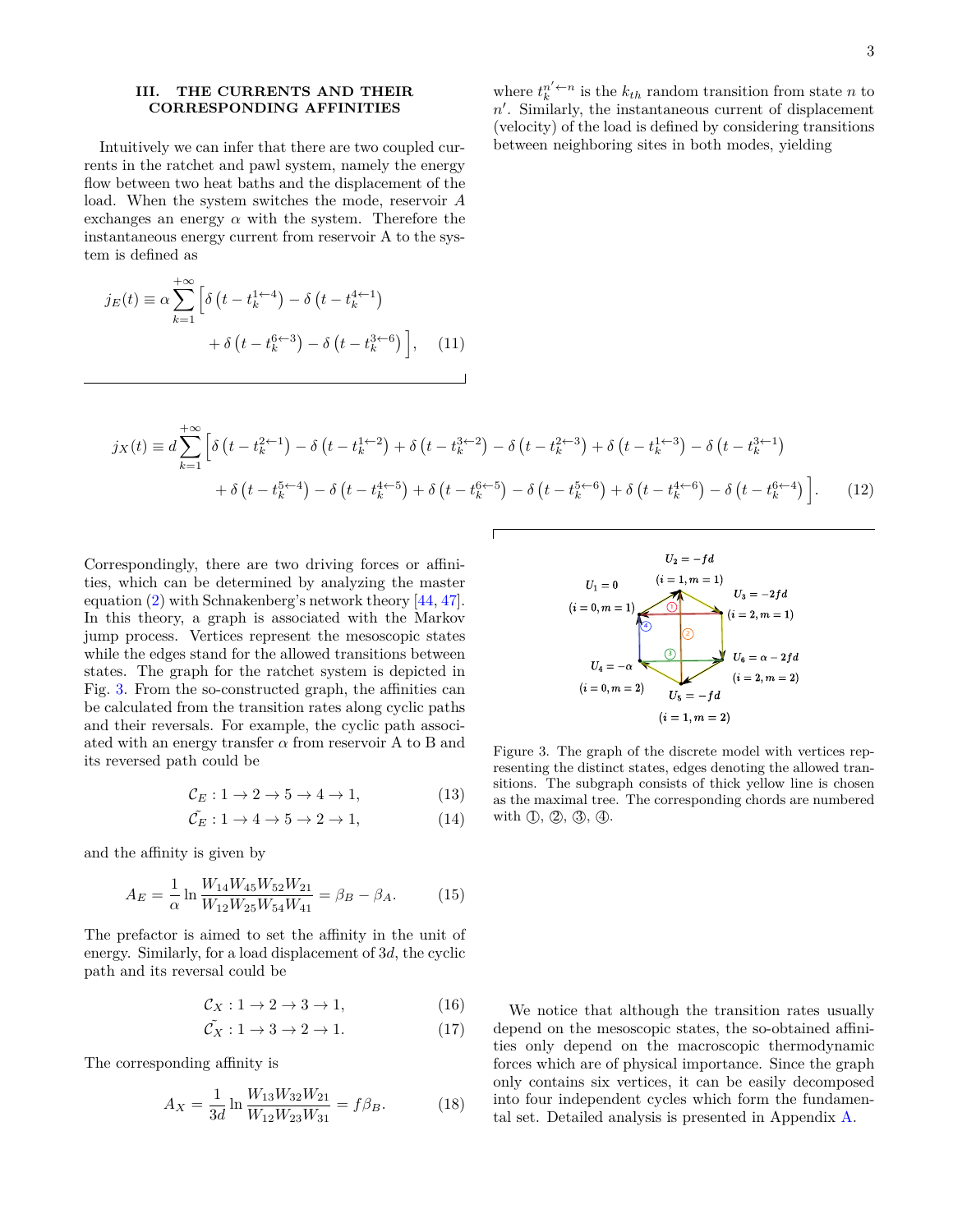## III. THE CURRENTS AND THEIR CORRESPONDING AFFINITIES

Intuitively we can infer that there are two coupled currents in the ratchet and pawl system, namely the energy flow between two heat baths and the displacement of the load. When the system switches the mode, reservoir $A$ exchanges an energy $\alpha$ with the system. Therefore the instantaneous energy current from reservoir A to the system is defined as

$$j_E(t) \equiv \alpha \sum_{k=1}^{+\infty} \Big[ \delta\left(t - t_k^{1\leftarrow 4}\right) - \delta\left(t - t_k^{4\leftarrow 1}\right) + \delta\left(t - t_k^{6\leftarrow 3}\right) - \delta\left(t - t_k^{3\leftarrow 6}\right) \Big], \tag{11}$$

where $t_k^{n'\leftarrow n}$ is the $k_{th}$ random transition from state $n$ to $n'$. Similarly, the instantaneous current of displacement (velocity) of the load is defined by considering transitions between neighboring sites in both modes, yielding

$$j_X(t) \equiv d \sum_{k=1}^{+\infty} \Big[ \delta\left(t - t_k^{2\leftarrow 1}\right) - \delta\left(t - t_k^{1\leftarrow 2}\right) + \delta\left(t - t_k^{3\leftarrow 2}\right) - \delta\left(t - t_k^{2\leftarrow 3}\right) + \delta\left(t - t_k^{1\leftarrow 3}\right) - \delta\left(t - t_k^{3\leftarrow 1}\right) + \delta\left(t - t_k^{5\leftarrow 4}\right) - \delta\left(t - t_k^{4\leftarrow 5}\right) + \delta\left(t - t_k^{6\leftarrow 5}\right) - \delta\left(t - t_k^{5\leftarrow 6}\right) + \delta\left(t - t_k^{4\leftarrow 6}\right) - \delta\left(t - t_k^{6\leftarrow 4}\right) \Big]. \tag{12}$$

Correspondingly, there are two driving forces or affinities, which can be determined by analyzing the master equation (2) with Schnakenberg's network theory [44, 47]. In this theory, a graph is associated with the Markov jump process. Vertices represent the mesoscopic states while the edges stand for the allowed transitions between states. The graph for the ratchet system is depicted in Fig. 3. From the so-constructed graph, the affinities can be calculated from the transition rates along cyclic paths and their reversals. For example, the cyclic path associated with an energy transfer $\alpha$ from reservoir A to B and its reversed path could be

$$\mathcal{C}_E : 1 \to 2 \to 5 \to 4 \to 1, \tag{13}$$

$$\tilde{\mathcal{C}_E} : 1 \to 4 \to 5 \to 2 \to 1, \tag{14}$$

and the affinity is given by

$$A_E = \frac{1}{\alpha} \ln \frac{W_{14}W_{45}W_{52}W_{21}}{W_{12}W_{25}W_{54}W_{41}} = \beta_B - \beta_A. \tag{15}$$

The prefactor is aimed to set the affinity in the unit of energy. Similarly, for a load displacement of $3d$, the cyclic path and its reversal could be

$$\mathcal{C}_X : 1 \to 2 \to 3 \to 1, \tag{16}$$

$$\tilde{\mathcal{C}_X} : 1 \to 3 \to 2 \to 1. \tag{17}$$

The corresponding affinity is

$$A_X = \frac{1}{3d} \ln \frac{W_{13}W_{32}W_{21}}{W_{12}W_{23}W_{31}} = f\beta_B. \tag{18}$$

Figure 3. The graph of the discrete model with vertices representing the distinct states, edges denoting the allowed transitions. The subgraph consists of thick yellow line is chosen as the maximal tree. The corresponding chords are numbered with ①, ②, ③, ④.

We notice that although the transition rates usually depend on the mesoscopic states, the so-obtained affinities only depend on the macroscopic thermodynamic forces which are of physical importance. Since the graph only contains six vertices, it can be easily decomposed into four independent cycles which form the fundamental set. Detailed analysis is presented in Appendix A.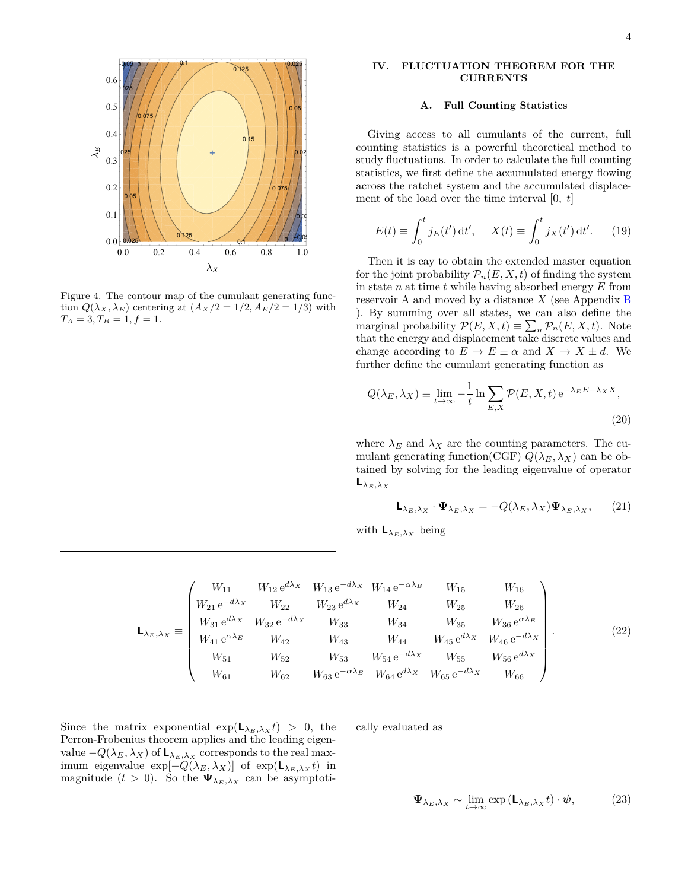Figure 4. The contour map of the cumulant generating function $Q(\lambda_X, \lambda_E)$ centering at $(A_X/2 = 1/2, A_E/2 = 1/3)$ with $T_A = 3, T_B = 1, f = 1$.

## IV. FLUCTUATION THEOREM FOR THE CURRENTS

### A. Full Counting Statistics

Giving access to all cumulants of the current, full counting statistics is a powerful theoretical method to study fluctuations. In order to calculate the full counting statistics, we first define the accumulated energy flowing across the ratchet system and the accumulated displacement of the load over the time interval $[0,\ t]$

$$E(t) \equiv \int_0^t j_E(t')\,\mathrm{d}t', \qquad X(t) \equiv \int_0^t j_X(t')\,\mathrm{d}t'. \tag{19}$$

Then it is eay to obtain the extended master equation for the joint probability $\mathcal{P}_n(E, X, t)$ of finding the system in state $n$ at time $t$ while having absorbed energy $E$ from reservoir A and moved by a distance $X$ (see Appendix B ). By summing over all states, we can also define the marginal probability $\mathcal{P}(E, X, t) \equiv \sum_n \mathcal{P}_n(E, X, t)$. Note that the energy and displacement take discrete values and change according to $E \to E \pm \alpha$ and $X \to X \pm d$. We further define the cumulant generating function as

$$Q(\lambda_E, \lambda_X) \equiv \lim_{t\to\infty} -\frac{1}{t} \ln \sum_{E,X} \mathcal{P}(E, X, t)\,\mathrm{e}^{-\lambda_E E - \lambda_X X}, \tag{20}$$

where $\lambda_E$ and $\lambda_X$ are the counting parameters. The cumulant generating function(CGF) $Q(\lambda_E, \lambda_X)$ can be obtained by solving for the leading eigenvalue of operator $\mathsf{L}_{\lambda_E,\lambda_X}$

$$\mathsf{L}_{\lambda_E,\lambda_X} \cdot \mathbf{\Psi}_{\lambda_E,\lambda_X} = -Q(\lambda_E, \lambda_X)\mathbf{\Psi}_{\lambda_E,\lambda_X}, \tag{21}$$

with $\mathsf{L}_{\lambda_E,\lambda_X}$ being

$$\mathsf{L}_{\lambda_E,\lambda_X} \equiv \begin{pmatrix} W_{11} & W_{12}\,\mathrm{e}^{d\lambda_X} & W_{13}\,\mathrm{e}^{-d\lambda_X} & W_{14}\,\mathrm{e}^{-\alpha\lambda_E} & W_{15} & W_{16} \\ W_{21}\,\mathrm{e}^{-d\lambda_X} & W_{22} & W_{23}\,\mathrm{e}^{d\lambda_X} & W_{24} & W_{25} & W_{26} \\ W_{31}\,\mathrm{e}^{d\lambda_X} & W_{32}\,\mathrm{e}^{-d\lambda_X} & W_{33} & W_{34} & W_{35} & W_{36}\,\mathrm{e}^{\alpha\lambda_E} \\ W_{41}\,\mathrm{e}^{\alpha\lambda_E} & W_{42} & W_{43} & W_{44} & W_{45}\,\mathrm{e}^{d\lambda_X} & W_{46}\,\mathrm{e}^{-d\lambda_X} \\ W_{51} & W_{52} & W_{53} & W_{54}\,\mathrm{e}^{-d\lambda_X} & W_{55} & W_{56}\,\mathrm{e}^{d\lambda_X} \\ W_{61} & W_{62} & W_{63}\,\mathrm{e}^{-\alpha\lambda_E} & W_{64}\,\mathrm{e}^{d\lambda_X} & W_{65}\,\mathrm{e}^{-d\lambda_X} & W_{66} \end{pmatrix}. \tag{22}$$

Since the matrix exponential $\exp(\mathsf{L}_{\lambda_E,\lambda_X} t) > 0$, the Perron-Frobenius theorem applies and the leading eigenvalue $-Q(\lambda_E, \lambda_X)$ of $\mathsf{L}_{\lambda_E,\lambda_X}$ corresponds to the real maximum eigenvalue $\exp[-Q(\lambda_E, \lambda_X)]$ of $\exp(\mathsf{L}_{\lambda_E,\lambda_X} t)$ in magnitude ($t > 0$). So the $\mathbf{\Psi}_{\lambda_E,\lambda_X}$ can be asymptotically evaluated as

$$\mathbf{\Psi}_{\lambda_E,\lambda_X} \sim \lim_{t\to\infty} \exp\left(\mathsf{L}_{\lambda_E,\lambda_X} t\right) \cdot \boldsymbol{\psi}, \tag{23}$$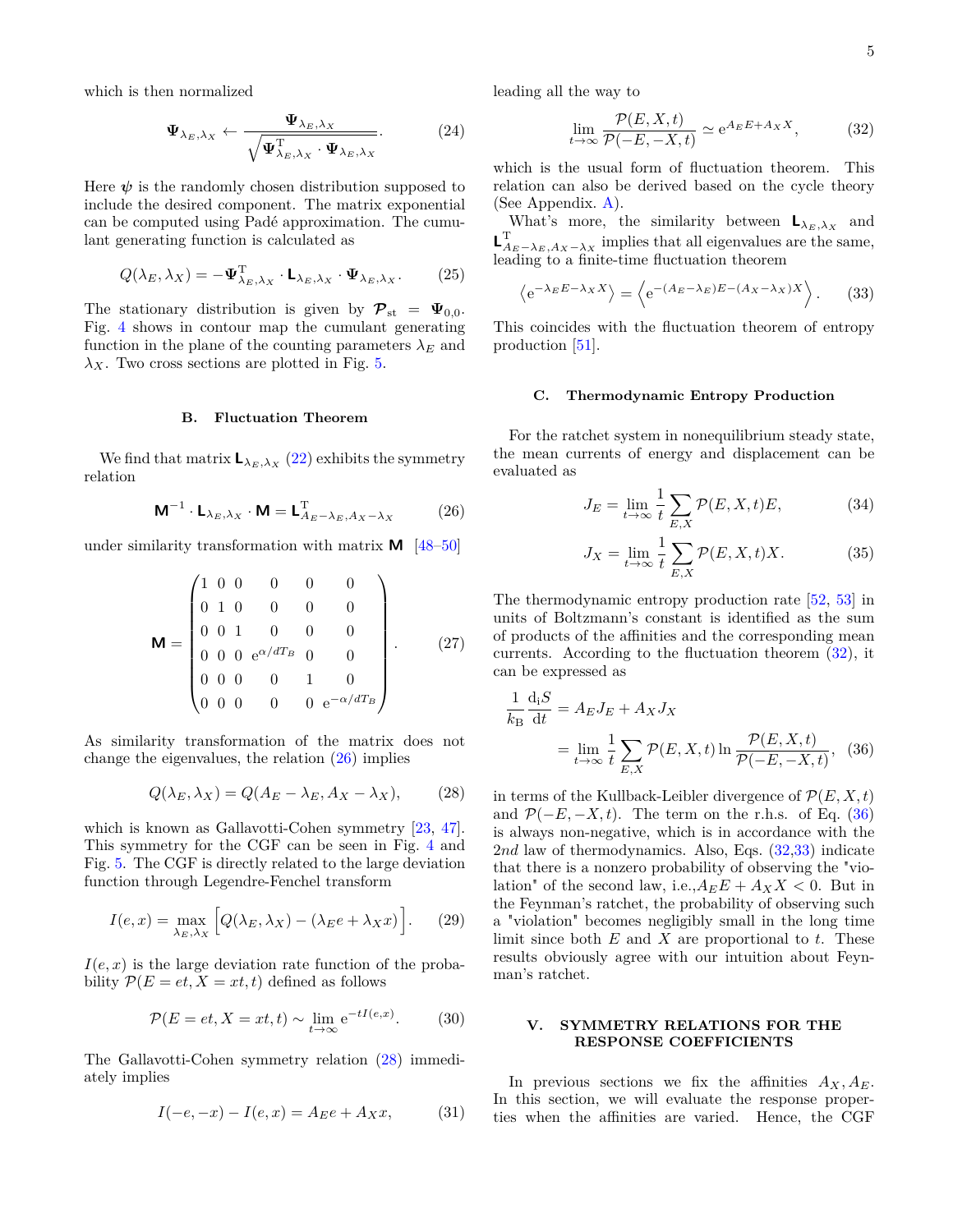which is then normalized

$$\boldsymbol{\Psi}_{\lambda_E,\lambda_X} \leftarrow \frac{\boldsymbol{\Psi}_{\lambda_E,\lambda_X}}{\sqrt{\boldsymbol{\Psi}^{\mathrm{T}}_{\lambda_E,\lambda_X} \cdot \boldsymbol{\Psi}_{\lambda_E,\lambda_X}}}. \tag{24}$$

Here $\boldsymbol{\psi}$ is the randomly chosen distribution supposed to include the desired component. The matrix exponential can be computed using Padé approximation. The cumulant generating function is calculated as

$$Q(\lambda_E, \lambda_X) = -\boldsymbol{\Psi}^{\mathrm{T}}_{\lambda_E,\lambda_X} \cdot \mathbf{L}_{\lambda_E,\lambda_X} \cdot \boldsymbol{\Psi}_{\lambda_E,\lambda_X}. \tag{25}$$

The stationary distribution is given by $\boldsymbol{\mathcal{P}}_{\mathrm{st}} = \boldsymbol{\Psi}_{0,0}$. Fig. 4 shows in contour map the cumulant generating function in the plane of the counting parameters $\lambda_E$ and $\lambda_X$. Two cross sections are plotted in Fig. 5.

### B. Fluctuation Theorem

We find that matrix $\mathbf{L}_{\lambda_E,\lambda_X}$ (22) exhibits the symmetry relation

$$\mathbf{M}^{-1} \cdot \mathbf{L}_{\lambda_E,\lambda_X} \cdot \mathbf{M} = \mathbf{L}^{\mathrm{T}}_{A_E-\lambda_E, A_X-\lambda_X} \tag{26}$$

under similarity transformation with matrix $\mathbf{M}$ [48–50]

$$\mathbf{M} = \begin{pmatrix} 1 & 0 & 0 & 0 & 0 & 0 \\ 0 & 1 & 0 & 0 & 0 & 0 \\ 0 & 0 & 1 & 0 & 0 & 0 \\ 0 & 0 & 0 & \mathrm{e}^{\alpha/dT_B} & 0 & 0 \\ 0 & 0 & 0 & 0 & 1 & 0 \\ 0 & 0 & 0 & 0 & 0 & \mathrm{e}^{-\alpha/dT_B} \end{pmatrix}. \tag{27}$$

As similarity transformation of the matrix does not change the eigenvalues, the relation (26) implies

$$Q(\lambda_E, \lambda_X) = Q(A_E - \lambda_E, A_X - \lambda_X), \tag{28}$$

which is known as Gallavotti-Cohen symmetry [23, 47]. This symmetry for the CGF can be seen in Fig. 4 and Fig. 5. The CGF is directly related to the large deviation function through Legendre-Fenchel transform

$$I(e, x) = \max_{\lambda_E,\lambda_X} \Big[ Q(\lambda_E, \lambda_X) - (\lambda_E e + \lambda_X x) \Big]. \tag{29}$$

$I(e, x)$ is the large deviation rate function of the probability $\mathcal{P}(E = et, X = xt, t)$ defined as follows

$$\mathcal{P}(E = et, X = xt, t) \sim \lim_{t\to\infty} \mathrm{e}^{-tI(e,x)}. \tag{30}$$

The Gallavotti-Cohen symmetry relation (28) immediately implies

$$I(-e, -x) - I(e, x) = A_E e + A_X x, \tag{31}$$

leading all the way to

$$\lim_{t\to\infty} \frac{\mathcal{P}(E, X, t)}{\mathcal{P}(-E, -X, t)} \simeq \mathrm{e}^{A_E E + A_X X}, \tag{32}$$

which is the usual form of fluctuation theorem. This relation can also be derived based on the cycle theory (See Appendix. A).

What's more, the similarity between $\mathbf{L}_{\lambda_E,\lambda_X}$ and $\mathbf{L}^{\mathrm{T}}_{A_E-\lambda_E, A_X-\lambda_X}$ implies that all eigenvalues are the same, leading to a finite-time fluctuation theorem

$$\left\langle \mathrm{e}^{-\lambda_E E - \lambda_X X} \right\rangle = \left\langle \mathrm{e}^{-(A_E-\lambda_E)E - (A_X-\lambda_X)X} \right\rangle. \tag{33}$$

This coincides with the fluctuation theorem of entropy production [51].

### C. Thermodynamic Entropy Production

For the ratchet system in nonequilibrium steady state, the mean currents of energy and displacement can be evaluated as

$$J_E = \lim_{t\to\infty} \frac{1}{t} \sum_{E,X} \mathcal{P}(E, X, t) E, \tag{34}$$

$$J_X = \lim_{t\to\infty} \frac{1}{t} \sum_{E,X} \mathcal{P}(E, X, t) X. \tag{35}$$

The thermodynamic entropy production rate [52, 53] in units of Boltzmann's constant is identified as the sum of products of the affinities and the corresponding mean currents. According to the fluctuation theorem (32), it can be expressed as

$$\begin{aligned} \frac{1}{k_{\mathrm{B}}} \frac{\mathrm{d_i} S}{\mathrm{d}t} &= A_E J_E + A_X J_X \\ &= \lim_{t\to\infty} \frac{1}{t} \sum_{E,X} \mathcal{P}(E, X, t) \ln \frac{\mathcal{P}(E, X, t)}{\mathcal{P}(-E, -X, t)}, \end{aligned} \tag{36}$$

in terms of the Kullback-Leibler divergence of $\mathcal{P}(E, X, t)$ and $\mathcal{P}(-E, -X, t)$. The term on the r.h.s. of Eq. (36) is always non-negative, which is in accordance with the 2*nd* law of thermodynamics. Also, Eqs. (32,33) indicate that there is a nonzero probability of observing the "violation" of the second law, i.e.,$A_E E + A_X X < 0$. But in the Feynman's ratchet, the probability of observing such a "violation" becomes negligibly small in the long time limit since both $E$ and $X$ are proportional to $t$. These results obviously agree with our intuition about Feynman's ratchet.

## V. SYMMETRY RELATIONS FOR THE RESPONSE COEFFICIENTS

In previous sections we fix the affinities $A_X, A_E$. In this section, we will evaluate the response properties when the affinities are varied. Hence, the CGF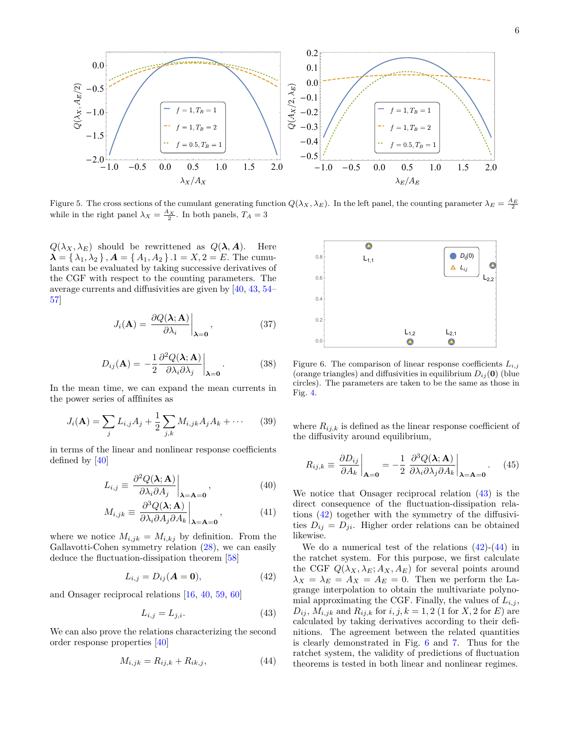Figure 5. The cross sections of the cumulant generating function $Q(\lambda_X, \lambda_E)$. In the left panel, the counting parameter $\lambda_E = \frac{A_E}{2}$ while in the right panel $\lambda_X = \frac{A_X}{2}$. In both panels, $T_A = 3$

$Q(\lambda_X, \lambda_E)$ should be rewritten as $Q(\boldsymbol{\lambda}, \boldsymbol{A})$. Here $\boldsymbol{\lambda} = \{\lambda_1, \lambda_2\}, \boldsymbol{A} = \{A_1, A_2\}.1 = X, 2 = E$. The cumulants can be evaluated by taking successive derivatives of the CGF with respect to the counting parameters. The average currents and diffusivities are given by [40, 43, 54–57]

$$J_i(\mathbf{A}) = \frac{\partial Q(\boldsymbol{\lambda}; \mathbf{A})}{\partial \lambda_i}\bigg|_{\boldsymbol{\lambda}=\mathbf{0}}, \tag{37}$$

$$D_{ij}(\mathbf{A}) = -\frac{1}{2}\frac{\partial^2 Q(\boldsymbol{\lambda}; \mathbf{A})}{\partial \lambda_i \partial \lambda_j}\bigg|_{\boldsymbol{\lambda}=\mathbf{0}}. \tag{38}$$

In the mean time, we can expand the mean currents in the power series of afffinites as

$$J_i(\mathbf{A}) = \sum_j L_{i,j} A_j + \frac{1}{2}\sum_{j,k} M_{i,jk} A_j A_k + \cdots \tag{39}$$

in terms of the linear and nonlinear response coefficients defined by [40]

$$L_{i,j} \equiv \frac{\partial^2 Q(\boldsymbol{\lambda}; \mathbf{A})}{\partial \lambda_i \partial A_j}\bigg|_{\boldsymbol{\lambda}=\mathbf{A}=\mathbf{0}}, \tag{40}$$

$$M_{i,jk} \equiv \frac{\partial^3 Q(\boldsymbol{\lambda}; \mathbf{A})}{\partial \lambda_i \partial A_j \partial A_k}\bigg|_{\boldsymbol{\lambda}=\mathbf{A}=\mathbf{0}}, \tag{41}$$

where we notice $M_{i,jk} = M_{i,kj}$ by definition. From the Gallavotti-Cohen symmetry relation (28), we can easily deduce the fluctuation-dissipation theorem [58]

$$L_{i,j} = D_{ij}(\mathbf{A} = \mathbf{0}), \tag{42}$$

and Onsager reciprocal relations [16, 40, 59, 60]

$$L_{i,j} = L_{j,i}. \tag{43}$$

We can also prove the relations characterizing the second order response properties [40]

$$M_{i,jk} = R_{ij,k} + R_{ik,j}, \tag{44}$$

Figure 6. The comparison of linear response coefficients $L_{i,j}$ (orange triangles) and diffusivities in equilibrium $D_{ij}(\mathbf{0})$ (blue circles). The parameters are taken to be the same as those in Fig. 4.

where $R_{ij,k}$ is defined as the linear response coefficient of the diffusivity around equilibrium,

$$R_{ij,k} \equiv \frac{\partial D_{ij}}{\partial A_k}\bigg|_{\mathbf{A}=\mathbf{0}} = -\frac{1}{2}\frac{\partial^3 Q(\boldsymbol{\lambda}; \mathbf{A})}{\partial \lambda_i \partial \lambda_j \partial A_k}\bigg|_{\boldsymbol{\lambda}=\mathbf{A}=\mathbf{0}}. \tag{45}$$

We notice that Onsager reciprocal relation (43) is the direct consequence of the fluctuation-dissipation relations (42) together with the symmetry of the diffusivities $D_{ij} = D_{ji}$. Higher order relations can be obtained likewise.

We do a numerical test of the relations (42)-(44) in the ratchet system. For this purpose, we first calculate the CGF $Q(\lambda_X, \lambda_E; A_X, A_E)$ for several points around $\lambda_X = \lambda_E = A_X = A_E = 0$. Then we perform the Lagrange interpolation to obtain the multivariate polynomial approximating the CGF. Finally, the values of $L_{i,j}$, $D_{ij}$, $M_{i,jk}$ and $R_{ij,k}$ for $i, j, k = 1, 2$ (1 for $X$, 2 for $E$) are calculated by taking derivatives according to their definitions. The agreement between the related quantities is clearly demonstrated in Fig. 6 and 7. Thus for the ratchet system, the validity of predictions of fluctuation theorems is tested in both linear and nonlinear regimes.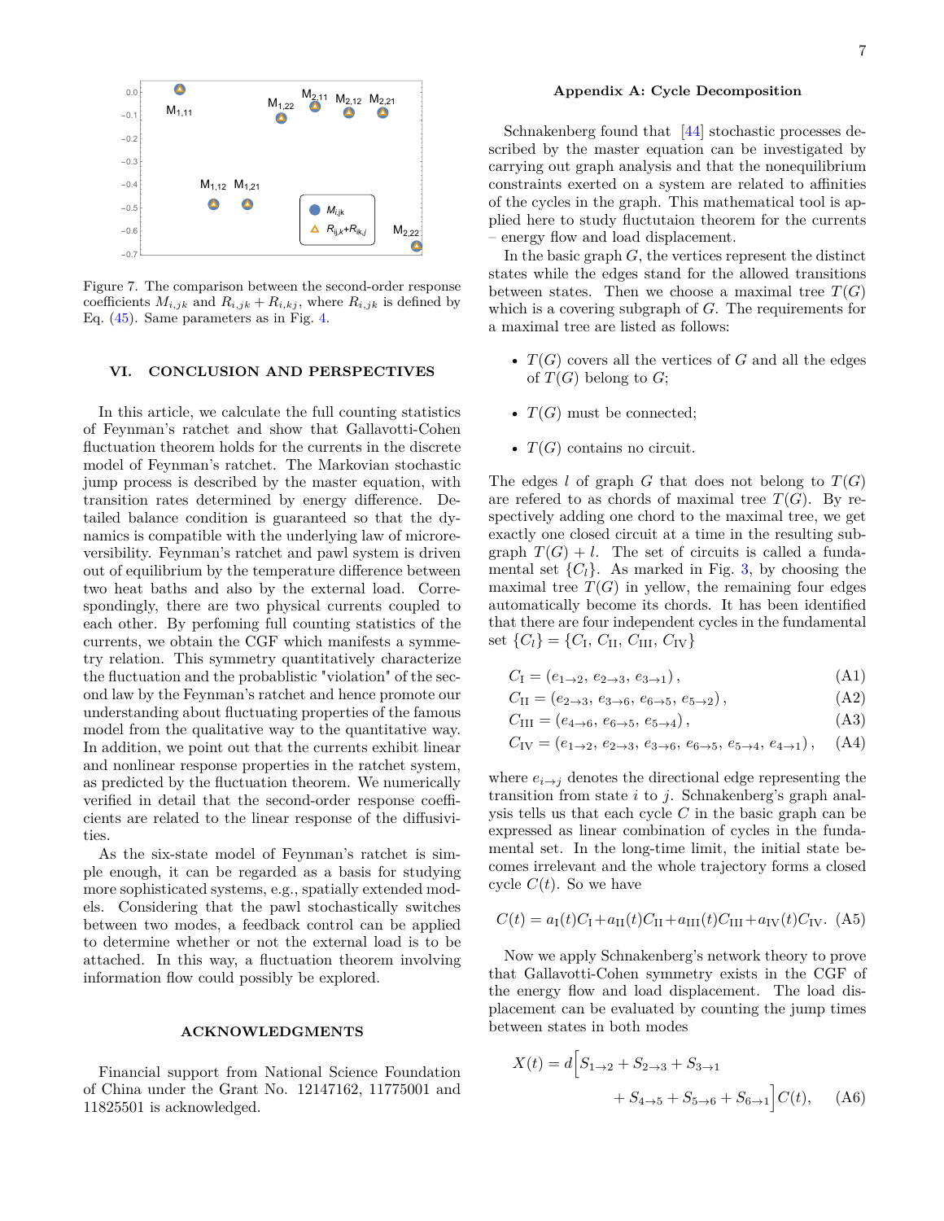Figure 7. The comparison between the second-order response coefficients $M_{i,jk}$ and $R_{i,jk} + R_{i,kj}$, where $R_{i,jk}$ is defined by Eq. (45). Same parameters as in Fig. 4.

## VI. CONCLUSION AND PERSPECTIVES

In this article, we calculate the full counting statistics of Feynman's ratchet and show that Gallavotti-Cohen fluctuation theorem holds for the currents in the discrete model of Feynman's ratchet. The Markovian stochastic jump process is described by the master equation, with transition rates determined by energy difference. Detailed balance condition is guaranteed so that the dynamics is compatible with the underlying law of microreversibility. Feynman's ratchet and pawl system is driven out of equilibrium by the temperature difference between two heat baths and also by the external load. Correspondingly, there are two physical currents coupled to each other. By perfoming full counting statistics of the currents, we obtain the CGF which manifests a symmetry relation. This symmetry quantitatively characterize the fluctuation and the probablistic "violation" of the second law by the Feynman's ratchet and hence promote our understanding about fluctuating properties of the famous model from the qualitative way to the quantitative way. In addition, we point out that the currents exhibit linear and nonlinear response properties in the ratchet system, as predicted by the fluctuation theorem. We numerically verified in detail that the second-order response coefficients are related to the linear response of the diffusivities.

As the six-state model of Feynman's ratchet is simple enough, it can be regarded as a basis for studying more sophisticated systems, e.g., spatially extended models. Considering that the pawl stochastically switches between two modes, a feedback control can be applied to determine whether or not the external load is to be attached. In this way, a fluctuation theorem involving information flow could possibly be explored.

## ACKNOWLEDGMENTS

Financial support from National Science Foundation of China under the Grant No. 12147162, 11775001 and 11825501 is acknowledged.

## Appendix A: Cycle Decomposition

Schnakenberg found that [44] stochastic processes described by the master equation can be investigated by carrying out graph analysis and that the nonequilibrium constraints exerted on a system are related to affinities of the cycles in the graph. This mathematical tool is applied here to study fluctutaion theorem for the currents – energy flow and load displacement.

In the basic graph $G$, the vertices represent the distinct states while the edges stand for the allowed transitions between states. Then we choose a maximal tree $T(G)$ which is a covering subgraph of $G$. The requirements for a maximal tree are listed as follows:

- $T(G)$ covers all the vertices of $G$ and all the edges of $T(G)$ belong to $G$;
- $T(G)$ must be connected;
- $T(G)$ contains no circuit.

The edges $l$ of graph $G$ that does not belong to $T(G)$ are refered to as chords of maximal tree $T(G)$. By respectively adding one chord to the maximal tree, we get exactly one closed circuit at a time in the resulting subgraph $T(G) + l$. The set of circuits is called a fundamental set $\{C_l\}$. As marked in Fig. 3, by choosing the maximal tree $T(G)$ in yellow, the remaining four edges automatically become its chords. It has been identified that there are four independent cycles in the fundamental set $\{C_l\} = \{C_{\rm I},\, C_{\rm II},\, C_{\rm III},\, C_{\rm IV}\}$

$$C_{\rm I} = (e_{1\to 2},\, e_{2\to 3},\, e_{3\to 1})\,, \tag{A1}$$

$$C_{\rm II} = (e_{2\to 3},\, e_{3\to 6},\, e_{6\to 5},\, e_{5\to 2})\,, \tag{A2}$$

$$C_{\rm III} = (e_{4\to 6},\, e_{6\to 5},\, e_{5\to 4})\,, \tag{A3}$$

$$C_{\rm IV} = (e_{1\to 2},\, e_{2\to 3},\, e_{3\to 6},\, e_{6\to 5},\, e_{5\to 4},\, e_{4\to 1})\,, \tag{A4}$$

where $e_{i\to j}$ denotes the directional edge representing the transition from state $i$ to $j$. Schnakenberg's graph analysis tells us that each cycle $C$ in the basic graph can be expressed as linear combination of cycles in the fundamental set. In the long-time limit, the initial state becomes irrelevant and the whole trajectory forms a closed cycle $C(t)$. So we have

$$C(t) = a_{\rm I}(t)C_{\rm I} + a_{\rm II}(t)C_{\rm II} + a_{\rm III}(t)C_{\rm III} + a_{\rm IV}(t)C_{\rm IV}. \tag{A5}$$

Now we apply Schnakenberg's network theory to prove that Gallavotti-Cohen symmetry exists in the CGF of the energy flow and load displacement. The load displacement can be evaluated by counting the jump times between states in both modes

$$X(t) = d\Big[S_{1\to 2} + S_{2\to 3} + S_{3\to 1} + S_{4\to 5} + S_{5\to 6} + S_{6\to 1}\Big]C(t), \tag{A6}$$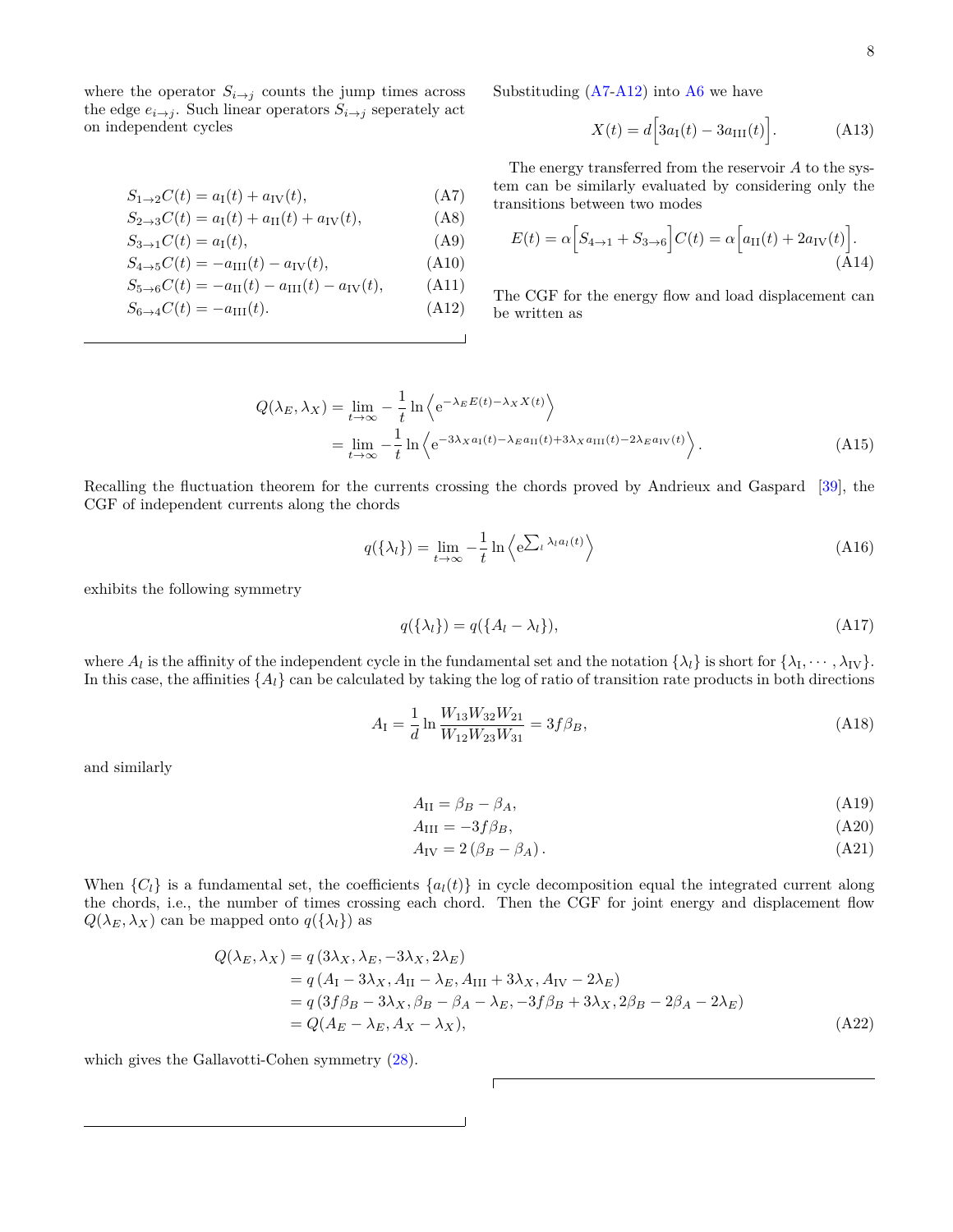where the operator $S_{i\to j}$ counts the jump times across the edge $e_{i\to j}$. Such linear operators $S_{i\to j}$ seperately act on independent cycles

$$S_{1\to 2}C(t) = a_{\rm I}(t) + a_{\rm IV}(t), \tag{A7}$$

$$S_{2\to 3}C(t) = a_{\rm I}(t) + a_{\rm II}(t) + a_{\rm IV}(t), \tag{A8}$$

$$S_{3\to 1}C(t) = a_{\rm I}(t), \tag{A9}$$

$$S_{4\to 5}C(t) = -a_{\rm III}(t) - a_{\rm IV}(t), \tag{A10}$$

$$S_{5\to 6}C(t) = -a_{\rm II}(t) - a_{\rm III}(t) - a_{\rm IV}(t), \tag{A11}$$

$$S_{6\to 4}C(t) = -a_{\rm III}(t). \tag{A12}$$

Substituding (A7-A12) into A6 we have

$$X(t) = d\Big[3a_{\rm I}(t) - 3a_{\rm III}(t)\Big]. \tag{A13}$$

The energy transferred from the reservoir $A$ to the system can be similarly evaluated by considering only the transitions between two modes

$$E(t) = \alpha\Big[S_{4\to 1} + S_{3\to 6}\Big]C(t) = \alpha\Big[a_{\rm II}(t) + 2a_{\rm IV}(t)\Big]. \tag{A14}$$

The CGF for the energy flow and load displacement can be written as

$$\begin{aligned} Q(\lambda_E, \lambda_X) &= \lim_{t\to\infty} -\frac{1}{t}\ln\left\langle \mathrm{e}^{-\lambda_E E(t) - \lambda_X X(t)}\right\rangle \\ &= \lim_{t\to\infty} -\frac{1}{t}\ln\left\langle \mathrm{e}^{-3\lambda_X a_{\rm I}(t) - \lambda_E a_{\rm II}(t) + 3\lambda_X a_{\rm III}(t) - 2\lambda_E a_{\rm IV}(t)}\right\rangle. \end{aligned} \tag{A15}$$

Recalling the fluctuation theorem for the currents crossing the chords proved by Andrieux and Gaspard [39], the CGF of independent currents along the chords

$$q(\{\lambda_l\}) = \lim_{t\to\infty} -\frac{1}{t}\ln\left\langle \mathrm{e}^{\sum_l \lambda_l a_l(t)}\right\rangle \tag{A16}$$

exhibits the following symmetry

$$q(\{\lambda_l\}) = q(\{A_l - \lambda_l\}), \tag{A17}$$

where $A_l$ is the affinity of the independent cycle in the fundamental set and the notation $\{\lambda_l\}$ is short for $\{\lambda_{\rm I}, \cdots, \lambda_{\rm IV}\}$. In this case, the affinities $\{A_l\}$ can be calculated by taking the log of ratio of transition rate products in both directions

$$A_{\rm I} = \frac{1}{d}\ln\frac{W_{13}W_{32}W_{21}}{W_{12}W_{23}W_{31}} = 3f\beta_B, \tag{A18}$$

and similarly

$$A_{\rm II} = \beta_B - \beta_A, \tag{A19}$$

$$A_{\rm III} = -3f\beta_B, \tag{A20}$$

$$A_{\rm IV} = 2\left(\beta_B - \beta_A\right). \tag{A21}$$

When $\{C_l\}$ is a fundamental set, the coefficients $\{a_l(t)\}$ in cycle decomposition equal the integrated current along the chords, i.e., the number of times crossing each chord. Then the CGF for joint energy and displacement flow $Q(\lambda_E, \lambda_X)$ can be mapped onto $q(\{\lambda_l\})$ as

$$\begin{aligned} Q(\lambda_E, \lambda_X) &= q\left(3\lambda_X, \lambda_E, -3\lambda_X, 2\lambda_E\right) \\ &= q\left(A_{\rm I} - 3\lambda_X, A_{\rm II} - \lambda_E, A_{\rm III} + 3\lambda_X, A_{\rm IV} - 2\lambda_E\right) \\ &= q\left(3f\beta_B - 3\lambda_X, \beta_B - \beta_A - \lambda_E, -3f\beta_B + 3\lambda_X, 2\beta_B - 2\beta_A - 2\lambda_E\right) \\ &= Q(A_E - \lambda_E, A_X - \lambda_X), \end{aligned} \tag{A22}$$

which gives the Gallavotti-Cohen symmetry (28).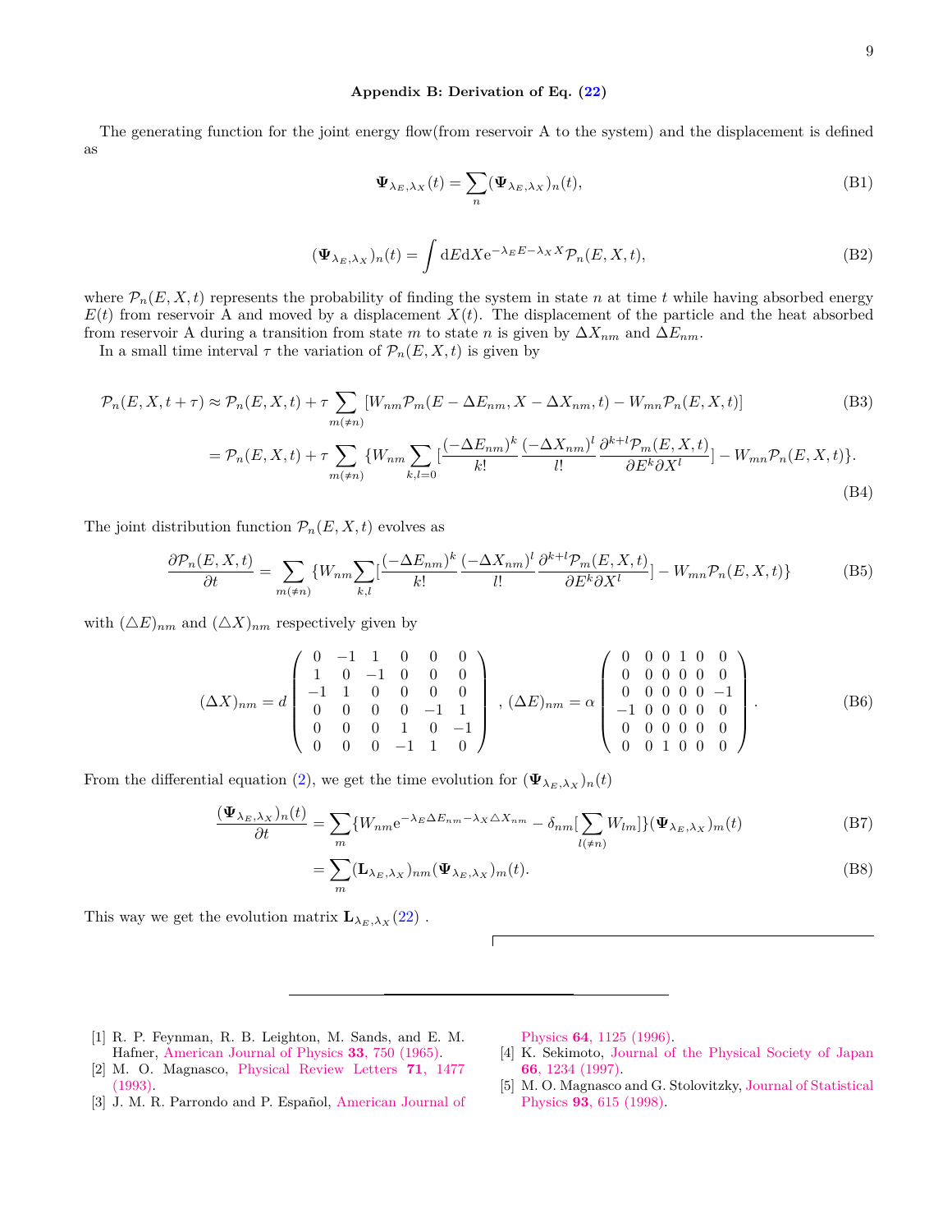### Appendix B: Derivation of Eq. (22)

The generating function for the joint energy flow(from reservoir A to the system) and the displacement is defined as

$$\mathbf{\Psi}_{\lambda_E,\lambda_X}(t) = \sum_n (\mathbf{\Psi}_{\lambda_E,\lambda_X})_n(t), \tag{B1}$$

$$(\mathbf{\Psi}_{\lambda_E,\lambda_X})_n(t) = \int \mathrm{d}E\mathrm{d}X \mathrm{e}^{-\lambda_E E - \lambda_X X}\mathcal{P}_n(E,X,t), \tag{B2}$$

where $\mathcal{P}_n(E,X,t)$ represents the probability of finding the system in state $n$ at time $t$ while having absorbed energy $E(t)$ from reservoir A and moved by a displacement $X(t)$. The displacement of the particle and the heat absorbed from reservoir A during a transition from state $m$ to state $n$ is given by $\Delta X_{nm}$ and $\Delta E_{nm}$.

In a small time interval $\tau$ the variation of $\mathcal{P}_n(E,X,t)$ is given by

$$\mathcal{P}_n(E,X,t+\tau) \approx \mathcal{P}_n(E,X,t) + \tau \sum_{m(\neq n)} [W_{nm}\mathcal{P}_m(E-\Delta E_{nm}, X-\Delta X_{nm}, t) - W_{mn}\mathcal{P}_n(E,X,t)] \tag{B3}$$

$$= \mathcal{P}_n(E,X,t) + \tau \sum_{m(\neq n)} \{W_{nm}\sum_{k,l=0}[\frac{(-\Delta E_{nm})^k}{k!}\frac{(-\Delta X_{nm})^l}{l!}\frac{\partial^{k+l}\mathcal{P}_m(E,X,t)}{\partial E^k \partial X^l}] - W_{mn}\mathcal{P}_n(E,X,t)\}. \tag{B4}$$

The joint distribution function $\mathcal{P}_n(E,X,t)$ evolves as

$$\frac{\partial \mathcal{P}_n(E,X,t)}{\partial t} = \sum_{m(\neq n)} \{W_{nm}\sum_{k,l}[\frac{(-\Delta E_{nm})^k}{k!}\frac{(-\Delta X_{nm})^l}{l!}\frac{\partial^{k+l}\mathcal{P}_m(E,X,t)}{\partial E^k \partial X^l}] - W_{mn}\mathcal{P}_n(E,X,t)\} \tag{B5}$$

with $(\triangle E)_{nm}$ and $(\triangle X)_{nm}$ respectively given by

$$(\Delta X)_{nm} = d\begin{pmatrix} 0 & -1 & 1 & 0 & 0 & 0 \\ 1 & 0 & -1 & 0 & 0 & 0 \\ -1 & 1 & 0 & 0 & 0 & 0 \\ 0 & 0 & 0 & 0 & -1 & 1 \\ 0 & 0 & 0 & 1 & 0 & -1 \\ 0 & 0 & 0 & -1 & 1 & 0 \end{pmatrix}, \; (\Delta E)_{nm} = \alpha\begin{pmatrix} 0 & 0 & 0 & 1 & 0 & 0 \\ 0 & 0 & 0 & 0 & 0 & 0 \\ 0 & 0 & 0 & 0 & 0 & -1 \\ -1 & 0 & 0 & 0 & 0 & 0 \\ 0 & 0 & 0 & 0 & 0 & 0 \\ 0 & 0 & 1 & 0 & 0 & 0 \end{pmatrix}. \tag{B6}$$

From the differential equation (2), we get the time evolution for $(\mathbf{\Psi}_{\lambda_E,\lambda_X})_n(t)$

$$\frac{(\mathbf{\Psi}_{\lambda_E,\lambda_X})_n(t)}{\partial t} = \sum_m \{W_{nm}\mathrm{e}^{-\lambda_E \Delta E_{nm} - \lambda_X \triangle X_{nm}} - \delta_{nm}[\sum_{l(\neq n)} W_{lm}]\}(\mathbf{\Psi}_{\lambda_E,\lambda_X})_m(t) \tag{B7}$$

$$= \sum_m (\mathbf{L}_{\lambda_E,\lambda_X})_{nm}(\mathbf{\Psi}_{\lambda_E,\lambda_X})_m(t). \tag{B8}$$

This way we get the evolution matrix $\mathbf{L}_{\lambda_E,\lambda_X}$(22) .

---

[1] R. P. Feynman, R. B. Leighton, M. Sands, and E. M. Hafner, American Journal of Physics **33**, 750 (1965).

[2] M. O. Magnasco, Physical Review Letters **71**, 1477 (1993).

[3] J. M. R. Parrondo and P. Español, American Journal of Physics **64**, 1125 (1996).

[4] K. Sekimoto, Journal of the Physical Society of Japan **66**, 1234 (1997).

[5] M. O. Magnasco and G. Stolovitzky, Journal of Statistical Physics **93**, 615 (1998).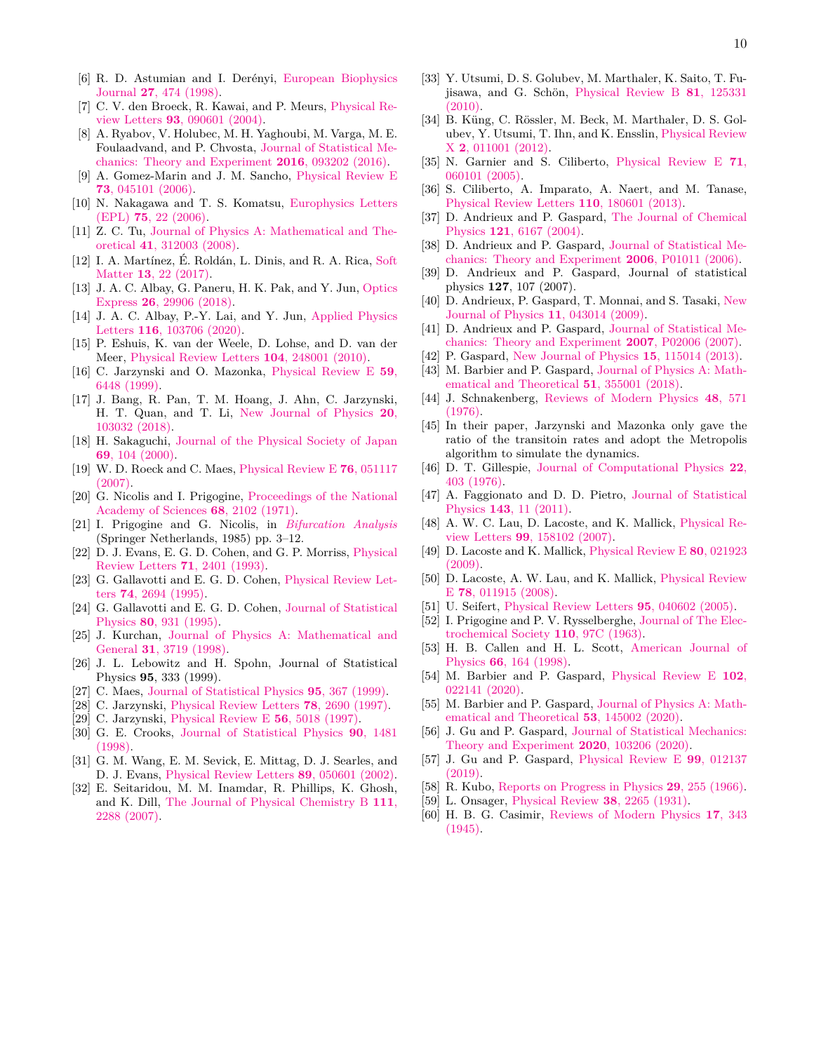[6] R. D. Astumian and I. Derényi, European Biophysics Journal **27**, 474 (1998).

[7] C. V. den Broeck, R. Kawai, and P. Meurs, Physical Review Letters **93**, 090601 (2004).

[8] A. Ryabov, V. Holubec, M. H. Yaghoubi, M. Varga, M. E. Foulaadvand, and P. Chvosta, Journal of Statistical Mechanics: Theory and Experiment **2016**, 093202 (2016).

[9] A. Gomez-Marin and J. M. Sancho, Physical Review E **73**, 045101 (2006).

[10] N. Nakagawa and T. S. Komatsu, Europhysics Letters (EPL) **75**, 22 (2006).

[11] Z. C. Tu, Journal of Physics A: Mathematical and Theoretical **41**, 312003 (2008).

[12] I. A. Martínez, É. Roldán, L. Dinis, and R. A. Rica, Soft Matter **13**, 22 (2017).

[13] J. A. C. Albay, G. Paneru, H. K. Pak, and Y. Jun, Optics Express **26**, 29906 (2018).

[14] J. A. C. Albay, P.-Y. Lai, and Y. Jun, Applied Physics Letters **116**, 103706 (2020).

[15] P. Eshuis, K. van der Weele, D. Lohse, and D. van der Meer, Physical Review Letters **104**, 248001 (2010).

[16] C. Jarzynski and O. Mazonka, Physical Review E **59**, 6448 (1999).

[17] J. Bang, R. Pan, T. M. Hoang, J. Ahn, C. Jarzynski, H. T. Quan, and T. Li, New Journal of Physics **20**, 103032 (2018).

[18] H. Sakaguchi, Journal of the Physical Society of Japan **69**, 104 (2000).

[19] W. D. Roeck and C. Maes, Physical Review E **76**, 051117 (2007).

[20] G. Nicolis and I. Prigogine, Proceedings of the National Academy of Sciences **68**, 2102 (1971).

[21] I. Prigogine and G. Nicolis, in *Bifurcation Analysis* (Springer Netherlands, 1985) pp. 3–12.

[22] D. J. Evans, E. G. D. Cohen, and G. P. Morriss, Physical Review Letters **71**, 2401 (1993).

[23] G. Gallavotti and E. G. D. Cohen, Physical Review Letters **74**, 2694 (1995).

[24] G. Gallavotti and E. G. D. Cohen, Journal of Statistical Physics **80**, 931 (1995).

[25] J. Kurchan, Journal of Physics A: Mathematical and General **31**, 3719 (1998).

[26] J. L. Lebowitz and H. Spohn, Journal of Statistical Physics **95**, 333 (1999).

[27] C. Maes, Journal of Statistical Physics **95**, 367 (1999).

[28] C. Jarzynski, Physical Review Letters **78**, 2690 (1997).

[29] C. Jarzynski, Physical Review E **56**, 5018 (1997).

[30] G. E. Crooks, Journal of Statistical Physics **90**, 1481 (1998).

[31] G. M. Wang, E. M. Sevick, E. Mittag, D. J. Searles, and D. J. Evans, Physical Review Letters **89**, 050601 (2002).

[32] E. Seitaridou, M. M. Inamdar, R. Phillips, K. Ghosh, and K. Dill, The Journal of Physical Chemistry B **111**, 2288 (2007).

[33] Y. Utsumi, D. S. Golubev, M. Marthaler, K. Saito, T. Fujisawa, and G. Schön, Physical Review B **81**, 125331 (2010).

[34] B. Küng, C. Rössler, M. Beck, M. Marthaler, D. S. Golubev, Y. Utsumi, T. Ihn, and K. Ensslin, Physical Review X **2**, 011001 (2012).

[35] N. Garnier and S. Ciliberto, Physical Review E **71**, 060101 (2005).

[36] S. Ciliberto, A. Imparato, A. Naert, and M. Tanase, Physical Review Letters **110**, 180601 (2013).

[37] D. Andrieux and P. Gaspard, The Journal of Chemical Physics **121**, 6167 (2004).

[38] D. Andrieux and P. Gaspard, Journal of Statistical Mechanics: Theory and Experiment **2006**, P01011 (2006).

[39] D. Andrieux and P. Gaspard, Journal of statistical physics **127**, 107 (2007).

[40] D. Andrieux, P. Gaspard, T. Monnai, and S. Tasaki, New Journal of Physics **11**, 043014 (2009).

[41] D. Andrieux and P. Gaspard, Journal of Statistical Mechanics: Theory and Experiment **2007**, P02006 (2007).

[42] P. Gaspard, New Journal of Physics **15**, 115014 (2013).

[43] M. Barbier and P. Gaspard, Journal of Physics A: Mathematical and Theoretical **51**, 355001 (2018).

[44] J. Schnakenberg, Reviews of Modern Physics **48**, 571 (1976).

[45] In their paper, Jarzynski and Mazonka only gave the ratio of the transitoin rates and adopt the Metropolis algorithm to simulate the dynamics.

[46] D. T. Gillespie, Journal of Computational Physics **22**, 403 (1976).

[47] A. Faggionato and D. D. Pietro, Journal of Statistical Physics **143**, 11 (2011).

[48] A. W. C. Lau, D. Lacoste, and K. Mallick, Physical Review Letters **99**, 158102 (2007).

[49] D. Lacoste and K. Mallick, Physical Review E **80**, 021923 (2009).

[50] D. Lacoste, A. W. Lau, and K. Mallick, Physical Review E **78**, 011915 (2008).

[51] U. Seifert, Physical Review Letters **95**, 040602 (2005).

[52] I. Prigogine and P. V. Rysselberghe, Journal of The Electrochemical Society **110**, 97C (1963).

[53] H. B. Callen and H. L. Scott, American Journal of Physics **66**, 164 (1998).

[54] M. Barbier and P. Gaspard, Physical Review E **102**, 022141 (2020).

[55] M. Barbier and P. Gaspard, Journal of Physics A: Mathematical and Theoretical **53**, 145002 (2020).

[56] J. Gu and P. Gaspard, Journal of Statistical Mechanics: Theory and Experiment **2020**, 103206 (2020).

[57] J. Gu and P. Gaspard, Physical Review E **99**, 012137 (2019).

[58] R. Kubo, Reports on Progress in Physics **29**, 255 (1966).

[59] L. Onsager, Physical Review **38**, 2265 (1931).

[60] H. B. G. Casimir, Reviews of Modern Physics **17**, 343 (1945).